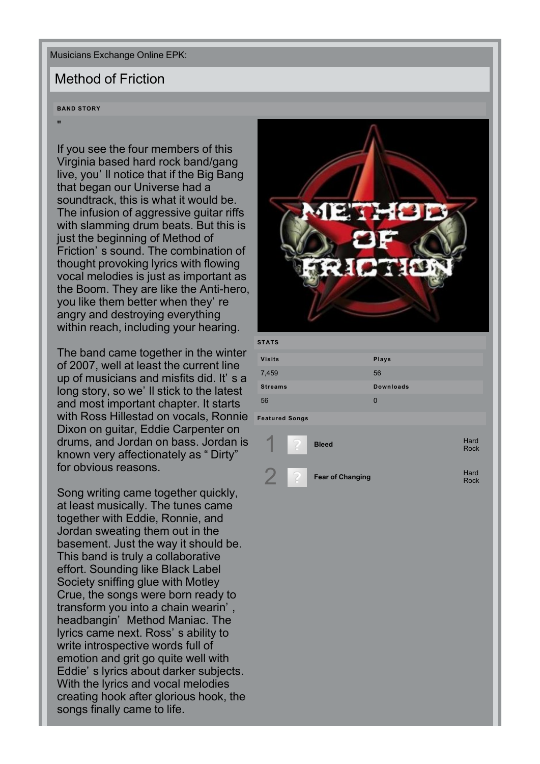Musicians Exchange Online EPK:

# Method of Friction

### BAND STORY

"

If you see the four members of this Virginia based hard rock band/gang live, you' ll notice that if the Big Bang that began our Universe had a soundtrack, this is what it would be. The infusion of aggressive guitar riffs with slamming drum beats. But this is just the beginning of Method of Friction' s sound. The combination of thought provoking lyrics with flowing vocal melodies is just as important as the Boom. They are like the Anti-hero, you like them better when they' re angry and destroying everything within reach, including your hearing.

The band came together in the winter of 2007, well at least the current line up of musicians and misfits did. It' s a long story, so we' ll stick to the latest and most important chapter. It starts with Ross Hillestad on vocals, Ronnie Dixon on guitar, Eddie Carpenter on drums, and Jordan on bass. Jordan is known very affectionately as " Dirty" for obvious reasons.

Song writing came together quickly, at least musically. The tunes came together with Eddie, Ronnie, and Jordan sweating them out in the basement. Just the way it should be. This band is truly a collaborative effort. Sounding like Black Label Society sniffing glue with Motley Crue, the songs were born ready to transform you into a chain wearin' , headbangin' Method Maniac. The lyrics came next. Ross' s ability to write introspective words full of emotion and grit go quite well with Eddie' s lyrics about darker subjects. With the lyrics and vocal melodies creating hook after glorious hook, the songs finally came to life.

### STATS

| Visits | Plays |
|---|---|
| 7,459 | 56 |
| **Streams** | **Downloads** |
| 56 | 0 |

### Featured Songs

| # | Song | Genre |
|---|---|---|
| 1 | **Bleed** | Hard Rock |
| 2 | **Fear of Changing** | Hard Rock |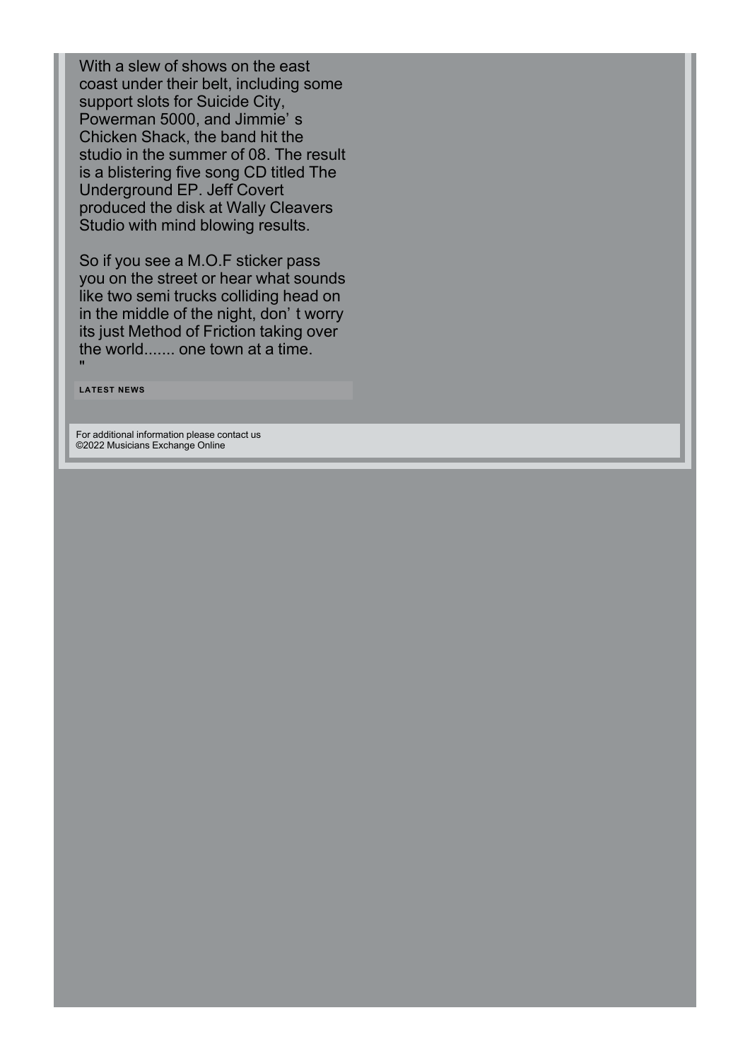With a slew of shows on the east coast under their belt, including some support slots for Suicide City, Powerman 5000, and Jimmie’ s Chicken Shack, the band hit the studio in the summer of 08. The result is a blistering five song CD titled The Underground EP. Jeff Covert produced the disk at Wally Cleavers Studio with mind blowing results.

So if you see a M.O.F sticker pass you on the street or hear what sounds like two semi trucks colliding head on in the middle of the night, don’ t worry its just Method of Friction taking over the world....... one town at a time.
"

**LATEST NEWS**

For additional information please contact us
©2022 Musicians Exchange Online